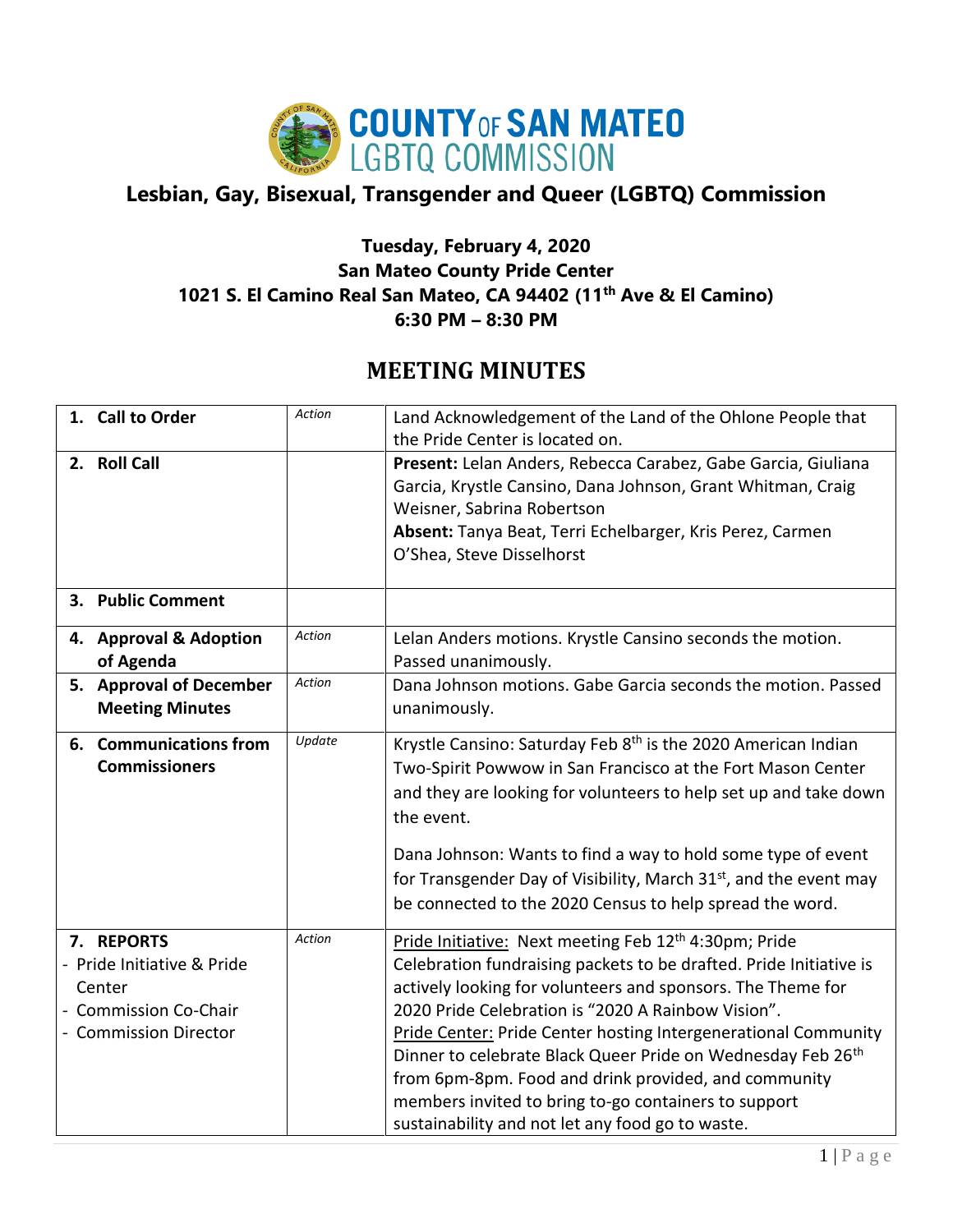# COUNTY OF SAN MATEO LGBTQ COMMISSION

## Lesbian, Gay, Bisexual, Transgender and Queer (LGBTQ) Commission

**Tuesday, February 4, 2020**
**San Mateo County Pride Center**
**1021 S. El Camino Real San Mateo, CA 94402 (11th Ave & El Camino)**
**6:30 PM – 8:30 PM**

## MEETING MINUTES

| | | |
|---|---|---|
| **1. Call to Order** | *Action* | Land Acknowledgement of the Land of the Ohlone People that the Pride Center is located on. |
| **2. Roll Call** | | **Present:** Lelan Anders, Rebecca Carabez, Gabe Garcia, Giuliana Garcia, Krystle Cansino, Dana Johnson, Grant Whitman, Craig Weisner, Sabrina Robertson<br>**Absent:** Tanya Beat, Terri Echelbarger, Kris Perez, Carmen O'Shea, Steve Disselhorst |
| **3. Public Comment** | | |
| **4. Approval & Adoption of Agenda** | *Action* | Lelan Anders motions. Krystle Cansino seconds the motion. Passed unanimously. |
| **5. Approval of December Meeting Minutes** | *Action* | Dana Johnson motions. Gabe Garcia seconds the motion. Passed unanimously. |
| **6. Communications from Commissioners** | *Update* | Krystle Cansino: Saturday Feb 8th is the 2020 American Indian Two-Spirit Powwow in San Francisco at the Fort Mason Center and they are looking for volunteers to help set up and take down the event.<br><br>Dana Johnson: Wants to find a way to hold some type of event for Transgender Day of Visibility, March 31st, and the event may be connected to the 2020 Census to help spread the word. |
| **7. REPORTS**<br>- Pride Initiative & Pride Center<br>- Commission Co-Chair<br>- Commission Director | *Action* | <u>Pride Initiative:</u> Next meeting Feb 12th 4:30pm; Pride Celebration fundraising packets to be drafted. Pride Initiative is actively looking for volunteers and sponsors. The Theme for 2020 Pride Celebration is "2020 A Rainbow Vision".<br><u>Pride Center:</u> Pride Center hosting Intergenerational Community Dinner to celebrate Black Queer Pride on Wednesday Feb 26th from 6pm-8pm. Food and drink provided, and community members invited to bring to-go containers to support sustainability and not let any food go to waste. |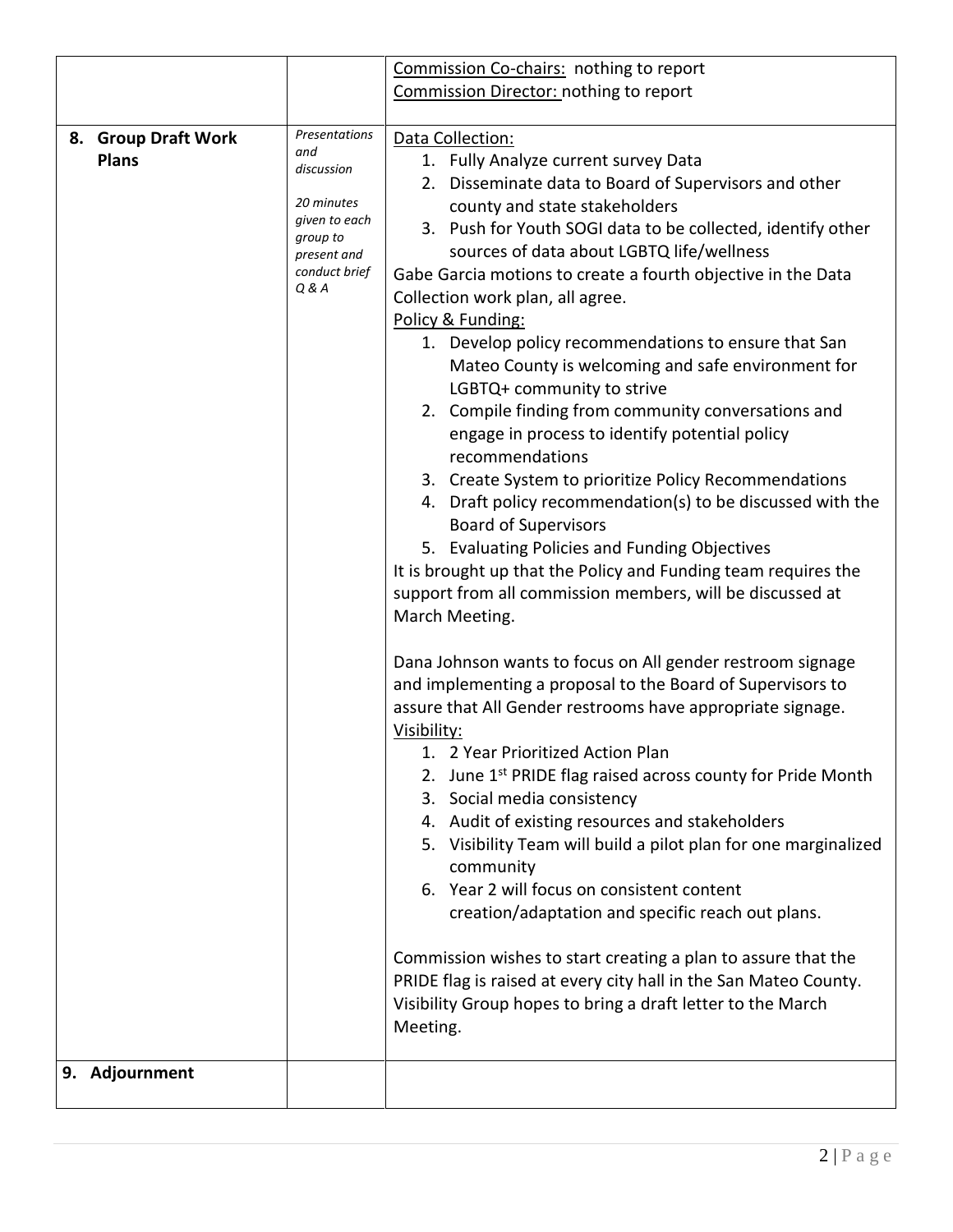| | | |
|---|---|---|
| | | Commission Co-chairs: nothing to report<br>Commission Director: nothing to report |
| **8. Group Draft Work Plans** | *Presentations and discussion*<br><br>*20 minutes given to each group to present and conduct brief Q & A* | Data Collection:<br>1. Fully Analyze current survey Data<br>2. Disseminate data to Board of Supervisors and other county and state stakeholders<br>3. Push for Youth SOGI data to be collected, identify other sources of data about LGBTQ life/wellness<br>Gabe Garcia motions to create a fourth objective in the Data Collection work plan, all agree.<br>Policy & Funding:<br>1. Develop policy recommendations to ensure that San Mateo County is welcoming and safe environment for LGBTQ+ community to strive<br>2. Compile finding from community conversations and engage in process to identify potential policy recommendations<br>3. Create System to prioritize Policy Recommendations<br>4. Draft policy recommendation(s) to be discussed with the Board of Supervisors<br>5. Evaluating Policies and Funding Objectives<br>It is brought up that the Policy and Funding team requires the support from all commission members, will be discussed at March Meeting.<br><br>Dana Johnson wants to focus on All gender restroom signage and implementing a proposal to the Board of Supervisors to assure that All Gender restrooms have appropriate signage.<br>Visibility:<br>1. 2 Year Prioritized Action Plan<br>2. June 1st PRIDE flag raised across county for Pride Month<br>3. Social media consistency<br>4. Audit of existing resources and stakeholders<br>5. Visibility Team will build a pilot plan for one marginalized community<br>6. Year 2 will focus on consistent content creation/adaptation and specific reach out plans.<br><br>Commission wishes to start creating a plan to assure that the PRIDE flag is raised at every city hall in the San Mateo County. Visibility Group hopes to bring a draft letter to the March Meeting. |
| **9. Adjournment** | | |